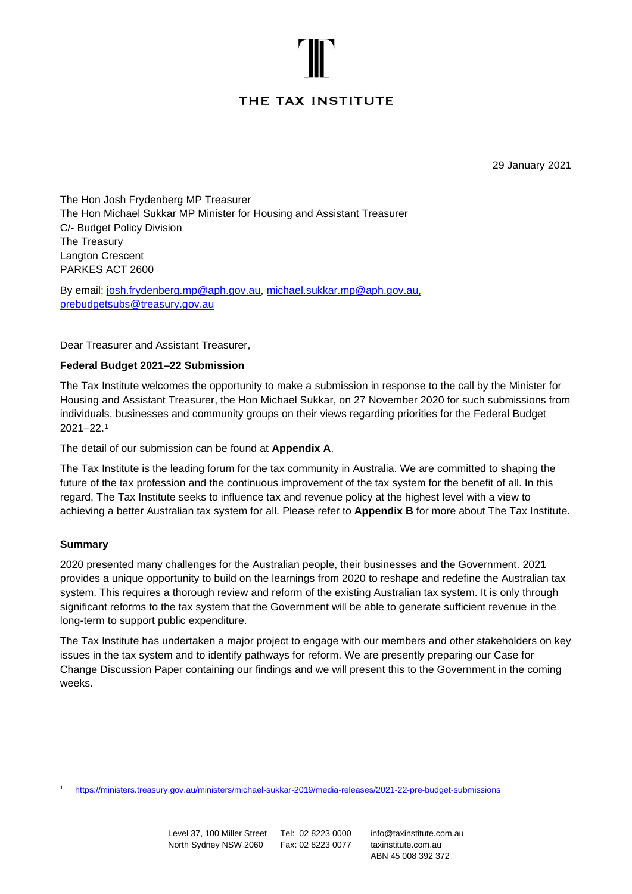THE TAX INSTITUTE

29 January 2021

The Hon Josh Frydenberg MP Treasurer
The Hon Michael Sukkar MP Minister for Housing and Assistant Treasurer
C/- Budget Policy Division
The Treasury
Langton Crescent
PARKES ACT 2600

By email: josh.frydenberg.mp@aph.gov.au, michael.sukkar.mp@aph.gov.au, prebudgetsubs@treasury.gov.au

Dear Treasurer and Assistant Treasurer,

**Federal Budget 2021–22 Submission**

The Tax Institute welcomes the opportunity to make a submission in response to the call by the Minister for Housing and Assistant Treasurer, the Hon Michael Sukkar, on 27 November 2020 for such submissions from individuals, businesses and community groups on their views regarding priorities for the Federal Budget 2021–22.[1]

The detail of our submission can be found at **Appendix A**.

The Tax Institute is the leading forum for the tax community in Australia. We are committed to shaping the future of the tax profession and the continuous improvement of the tax system for the benefit of all. In this regard, The Tax Institute seeks to influence tax and revenue policy at the highest level with a view to achieving a better Australian tax system for all. Please refer to **Appendix B** for more about The Tax Institute.

**Summary**

2020 presented many challenges for the Australian people, their businesses and the Government. 2021 provides a unique opportunity to build on the learnings from 2020 to reshape and redefine the Australian tax system. This requires a thorough review and reform of the existing Australian tax system. It is only through significant reforms to the tax system that the Government will be able to generate sufficient revenue in the long-term to support public expenditure.

The Tax Institute has undertaken a major project to engage with our members and other stakeholders on key issues in the tax system and to identify pathways for reform. We are presently preparing our Case for Change Discussion Paper containing our findings and we will present this to the Government in the coming weeks.

[1] https://ministers.treasury.gov.au/ministers/michael-sukkar-2019/media-releases/2021-22-pre-budget-submissions

Level 37, 100 Miller Street
North Sydney NSW 2060

Tel: 02 8223 0000
Fax: 02 8223 0077

info@taxinstitute.com.au
taxinstitute.com.au
ABN 45 008 392 372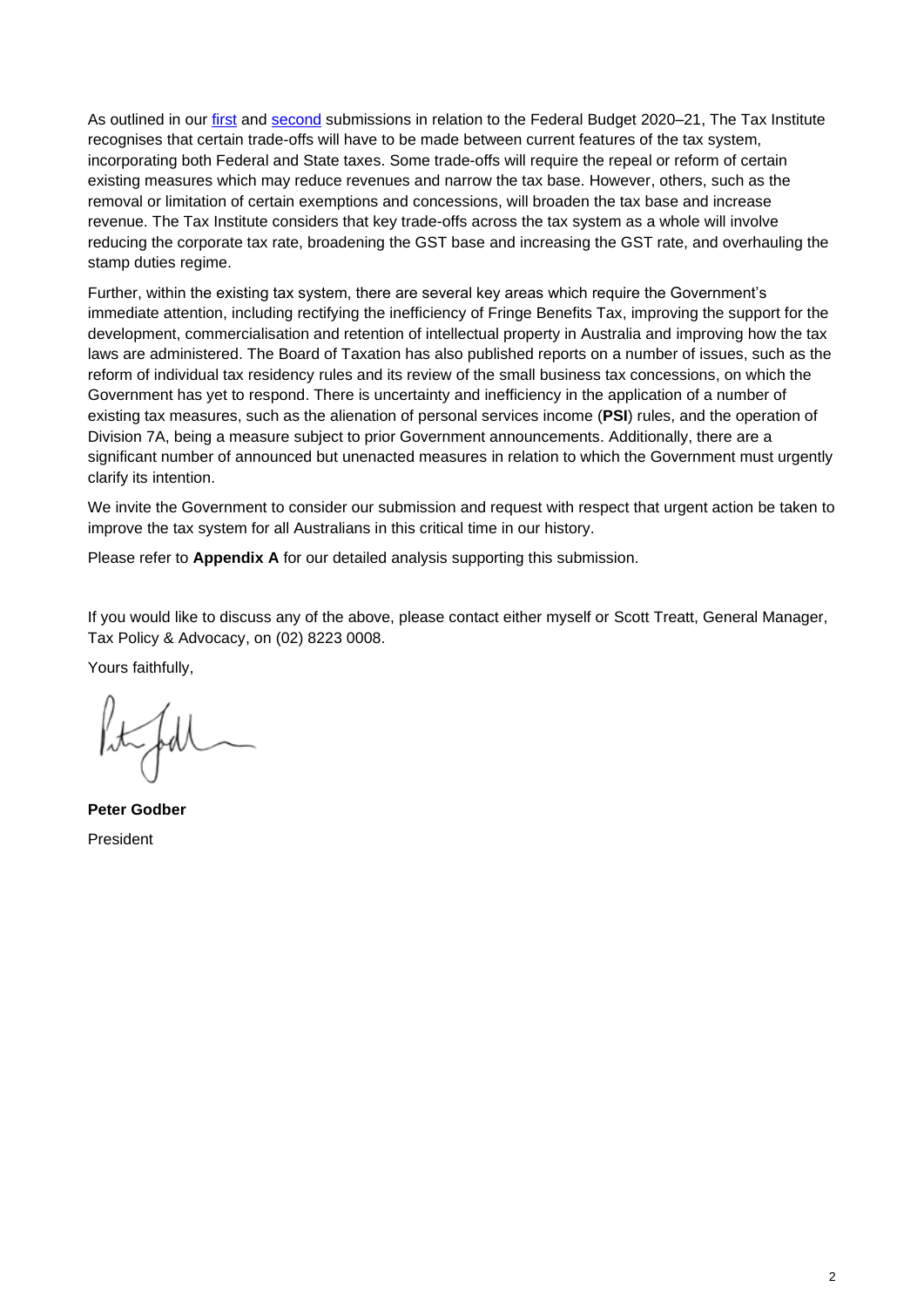As outlined in our first and second submissions in relation to the Federal Budget 2020–21, The Tax Institute recognises that certain trade-offs will have to be made between current features of the tax system, incorporating both Federal and State taxes. Some trade-offs will require the repeal or reform of certain existing measures which may reduce revenues and narrow the tax base. However, others, such as the removal or limitation of certain exemptions and concessions, will broaden the tax base and increase revenue. The Tax Institute considers that key trade-offs across the tax system as a whole will involve reducing the corporate tax rate, broadening the GST base and increasing the GST rate, and overhauling the stamp duties regime.

Further, within the existing tax system, there are several key areas which require the Government's immediate attention, including rectifying the inefficiency of Fringe Benefits Tax, improving the support for the development, commercialisation and retention of intellectual property in Australia and improving how the tax laws are administered. The Board of Taxation has also published reports on a number of issues, such as the reform of individual tax residency rules and its review of the small business tax concessions, on which the Government has yet to respond. There is uncertainty and inefficiency in the application of a number of existing tax measures, such as the alienation of personal services income (**PSI**) rules, and the operation of Division 7A, being a measure subject to prior Government announcements. Additionally, there are a significant number of announced but unenacted measures in relation to which the Government must urgently clarify its intention.

We invite the Government to consider our submission and request with respect that urgent action be taken to improve the tax system for all Australians in this critical time in our history.

Please refer to **Appendix A** for our detailed analysis supporting this submission.

If you would like to discuss any of the above, please contact either myself or Scott Treatt, General Manager, Tax Policy & Advocacy, on (02) 8223 0008.

Yours faithfully,

**Peter Godber**
President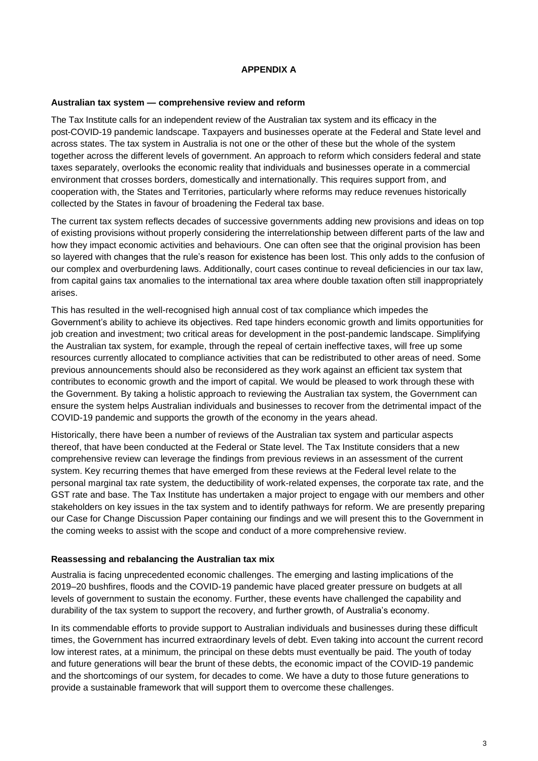## APPENDIX A

### Australian tax system — comprehensive review and reform

The Tax Institute calls for an independent review of the Australian tax system and its efficacy in the post-COVID-19 pandemic landscape. Taxpayers and businesses operate at the Federal and State level and across states. The tax system in Australia is not one or the other of these but the whole of the system together across the different levels of government. An approach to reform which considers federal and state taxes separately, overlooks the economic reality that individuals and businesses operate in a commercial environment that crosses borders, domestically and internationally. This requires support from, and cooperation with, the States and Territories, particularly where reforms may reduce revenues historically collected by the States in favour of broadening the Federal tax base.

The current tax system reflects decades of successive governments adding new provisions and ideas on top of existing provisions without properly considering the interrelationship between different parts of the law and how they impact economic activities and behaviours. One can often see that the original provision has been so layered with changes that the rule's reason for existence has been lost. This only adds to the confusion of our complex and overburdening laws. Additionally, court cases continue to reveal deficiencies in our tax law, from capital gains tax anomalies to the international tax area where double taxation often still inappropriately arises.

This has resulted in the well-recognised high annual cost of tax compliance which impedes the Government's ability to achieve its objectives. Red tape hinders economic growth and limits opportunities for job creation and investment; two critical areas for development in the post-pandemic landscape. Simplifying the Australian tax system, for example, through the repeal of certain ineffective taxes, will free up some resources currently allocated to compliance activities that can be redistributed to other areas of need. Some previous announcements should also be reconsidered as they work against an efficient tax system that contributes to economic growth and the import of capital. We would be pleased to work through these with the Government. By taking a holistic approach to reviewing the Australian tax system, the Government can ensure the system helps Australian individuals and businesses to recover from the detrimental impact of the COVID-19 pandemic and supports the growth of the economy in the years ahead.

Historically, there have been a number of reviews of the Australian tax system and particular aspects thereof, that have been conducted at the Federal or State level. The Tax Institute considers that a new comprehensive review can leverage the findings from previous reviews in an assessment of the current system. Key recurring themes that have emerged from these reviews at the Federal level relate to the personal marginal tax rate system, the deductibility of work-related expenses, the corporate tax rate, and the GST rate and base. The Tax Institute has undertaken a major project to engage with our members and other stakeholders on key issues in the tax system and to identify pathways for reform. We are presently preparing our Case for Change Discussion Paper containing our findings and we will present this to the Government in the coming weeks to assist with the scope and conduct of a more comprehensive review.

### Reassessing and rebalancing the Australian tax mix

Australia is facing unprecedented economic challenges. The emerging and lasting implications of the 2019–20 bushfires, floods and the COVID-19 pandemic have placed greater pressure on budgets at all levels of government to sustain the economy. Further, these events have challenged the capability and durability of the tax system to support the recovery, and further growth, of Australia's economy.

In its commendable efforts to provide support to Australian individuals and businesses during these difficult times, the Government has incurred extraordinary levels of debt. Even taking into account the current record low interest rates, at a minimum, the principal on these debts must eventually be paid. The youth of today and future generations will bear the brunt of these debts, the economic impact of the COVID-19 pandemic and the shortcomings of our system, for decades to come. We have a duty to those future generations to provide a sustainable framework that will support them to overcome these challenges.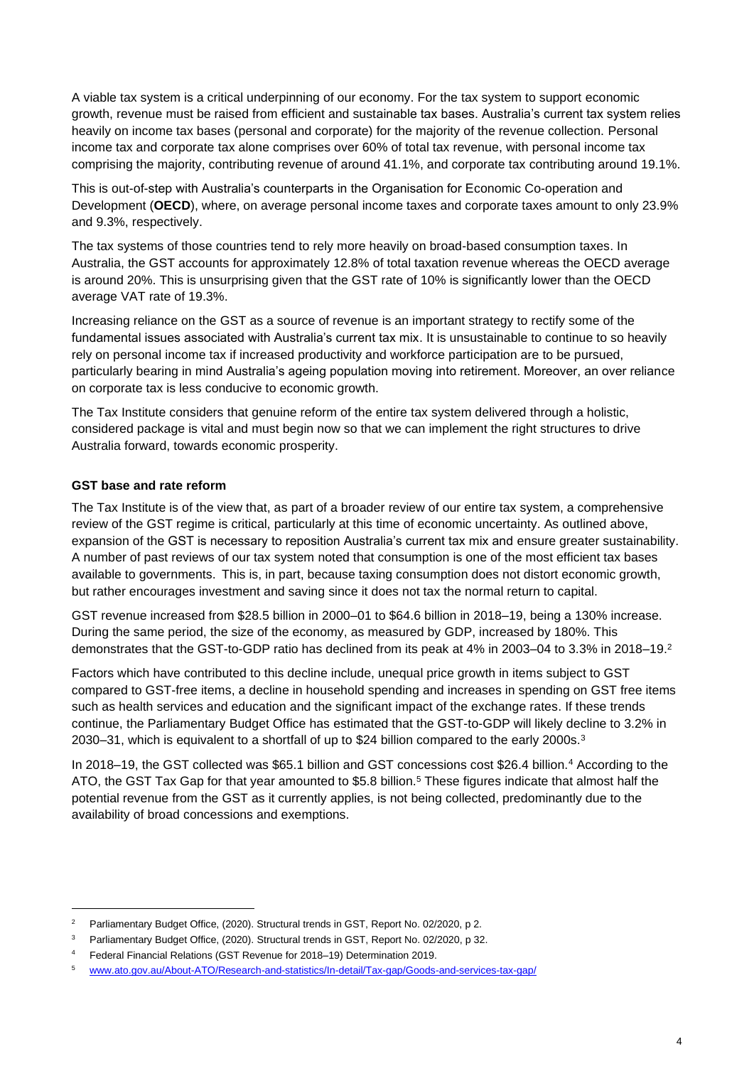A viable tax system is a critical underpinning of our economy. For the tax system to support economic growth, revenue must be raised from efficient and sustainable tax bases. Australia's current tax system relies heavily on income tax bases (personal and corporate) for the majority of the revenue collection. Personal income tax and corporate tax alone comprises over 60% of total tax revenue, with personal income tax comprising the majority, contributing revenue of around 41.1%, and corporate tax contributing around 19.1%.

This is out-of-step with Australia's counterparts in the Organisation for Economic Co-operation and Development (**OECD**), where, on average personal income taxes and corporate taxes amount to only 23.9% and 9.3%, respectively.

The tax systems of those countries tend to rely more heavily on broad-based consumption taxes. In Australia, the GST accounts for approximately 12.8% of total taxation revenue whereas the OECD average is around 20%. This is unsurprising given that the GST rate of 10% is significantly lower than the OECD average VAT rate of 19.3%.

Increasing reliance on the GST as a source of revenue is an important strategy to rectify some of the fundamental issues associated with Australia's current tax mix. It is unsustainable to continue to so heavily rely on personal income tax if increased productivity and workforce participation are to be pursued, particularly bearing in mind Australia's ageing population moving into retirement. Moreover, an over reliance on corporate tax is less conducive to economic growth.

The Tax Institute considers that genuine reform of the entire tax system delivered through a holistic, considered package is vital and must begin now so that we can implement the right structures to drive Australia forward, towards economic prosperity.

**GST base and rate reform**

The Tax Institute is of the view that, as part of a broader review of our entire tax system, a comprehensive review of the GST regime is critical, particularly at this time of economic uncertainty. As outlined above, expansion of the GST is necessary to reposition Australia's current tax mix and ensure greater sustainability. A number of past reviews of our tax system noted that consumption is one of the most efficient tax bases available to governments. This is, in part, because taxing consumption does not distort economic growth, but rather encourages investment and saving since it does not tax the normal return to capital.

GST revenue increased from $28.5 billion in 2000–01 to $64.6 billion in 2018–19, being a 130% increase. During the same period, the size of the economy, as measured by GDP, increased by 180%. This demonstrates that the GST-to-GDP ratio has declined from its peak at 4% in 2003–04 to 3.3% in 2018–19.[2]

Factors which have contributed to this decline include, unequal price growth in items subject to GST compared to GST-free items, a decline in household spending and increases in spending on GST free items such as health services and education and the significant impact of the exchange rates. If these trends continue, the Parliamentary Budget Office has estimated that the GST-to-GDP will likely decline to 3.2% in 2030–31, which is equivalent to a shortfall of up to $24 billion compared to the early 2000s.[3]

In 2018–19, the GST collected was $65.1 billion and GST concessions cost $26.4 billion.[4] According to the ATO, the GST Tax Gap for that year amounted to $5.8 billion.[5] These figures indicate that almost half the potential revenue from the GST as it currently applies, is not being collected, predominantly due to the availability of broad concessions and exemptions.

---

[2] Parliamentary Budget Office, (2020). Structural trends in GST, Report No. 02/2020, p 2.

[3] Parliamentary Budget Office, (2020). Structural trends in GST, Report No. 02/2020, p 32.

[4] Federal Financial Relations (GST Revenue for 2018–19) Determination 2019.

[5] www.ato.gov.au/About-ATO/Research-and-statistics/In-detail/Tax-gap/Goods-and-services-tax-gap/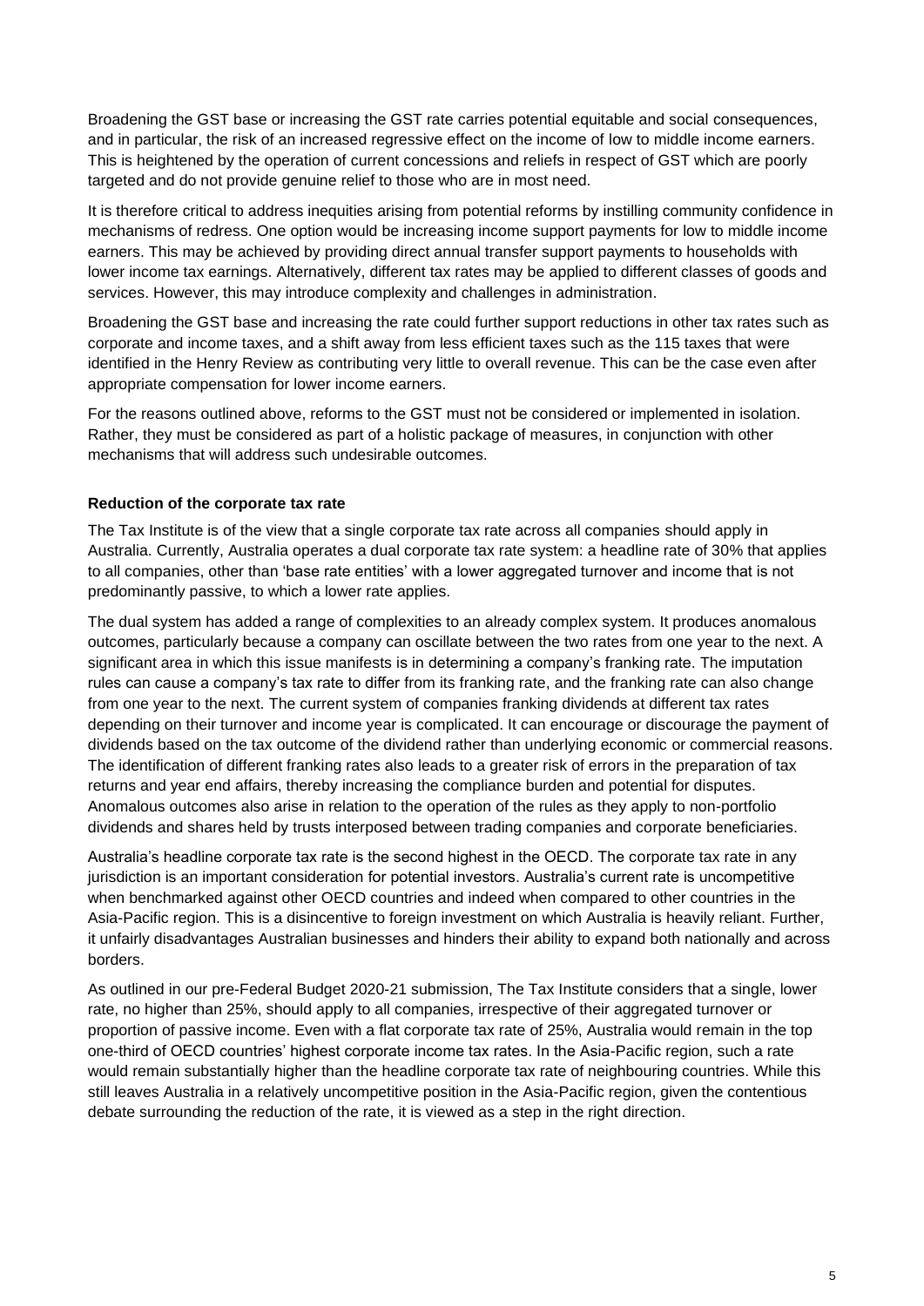Broadening the GST base or increasing the GST rate carries potential equitable and social consequences, and in particular, the risk of an increased regressive effect on the income of low to middle income earners. This is heightened by the operation of current concessions and reliefs in respect of GST which are poorly targeted and do not provide genuine relief to those who are in most need.

It is therefore critical to address inequities arising from potential reforms by instilling community confidence in mechanisms of redress. One option would be increasing income support payments for low to middle income earners. This may be achieved by providing direct annual transfer support payments to households with lower income tax earnings. Alternatively, different tax rates may be applied to different classes of goods and services. However, this may introduce complexity and challenges in administration.

Broadening the GST base and increasing the rate could further support reductions in other tax rates such as corporate and income taxes, and a shift away from less efficient taxes such as the 115 taxes that were identified in the Henry Review as contributing very little to overall revenue. This can be the case even after appropriate compensation for lower income earners.

For the reasons outlined above, reforms to the GST must not be considered or implemented in isolation. Rather, they must be considered as part of a holistic package of measures, in conjunction with other mechanisms that will address such undesirable outcomes.

**Reduction of the corporate tax rate**

The Tax Institute is of the view that a single corporate tax rate across all companies should apply in Australia. Currently, Australia operates a dual corporate tax rate system: a headline rate of 30% that applies to all companies, other than 'base rate entities' with a lower aggregated turnover and income that is not predominantly passive, to which a lower rate applies.

The dual system has added a range of complexities to an already complex system. It produces anomalous outcomes, particularly because a company can oscillate between the two rates from one year to the next. A significant area in which this issue manifests is in determining a company's franking rate. The imputation rules can cause a company's tax rate to differ from its franking rate, and the franking rate can also change from one year to the next. The current system of companies franking dividends at different tax rates depending on their turnover and income year is complicated. It can encourage or discourage the payment of dividends based on the tax outcome of the dividend rather than underlying economic or commercial reasons. The identification of different franking rates also leads to a greater risk of errors in the preparation of tax returns and year end affairs, thereby increasing the compliance burden and potential for disputes. Anomalous outcomes also arise in relation to the operation of the rules as they apply to non-portfolio dividends and shares held by trusts interposed between trading companies and corporate beneficiaries.

Australia's headline corporate tax rate is the second highest in the OECD. The corporate tax rate in any jurisdiction is an important consideration for potential investors. Australia's current rate is uncompetitive when benchmarked against other OECD countries and indeed when compared to other countries in the Asia-Pacific region. This is a disincentive to foreign investment on which Australia is heavily reliant. Further, it unfairly disadvantages Australian businesses and hinders their ability to expand both nationally and across borders.

As outlined in our pre-Federal Budget 2020-21 submission, The Tax Institute considers that a single, lower rate, no higher than 25%, should apply to all companies, irrespective of their aggregated turnover or proportion of passive income. Even with a flat corporate tax rate of 25%, Australia would remain in the top one-third of OECD countries' highest corporate income tax rates. In the Asia-Pacific region, such a rate would remain substantially higher than the headline corporate tax rate of neighbouring countries. While this still leaves Australia in a relatively uncompetitive position in the Asia-Pacific region, given the contentious debate surrounding the reduction of the rate, it is viewed as a step in the right direction.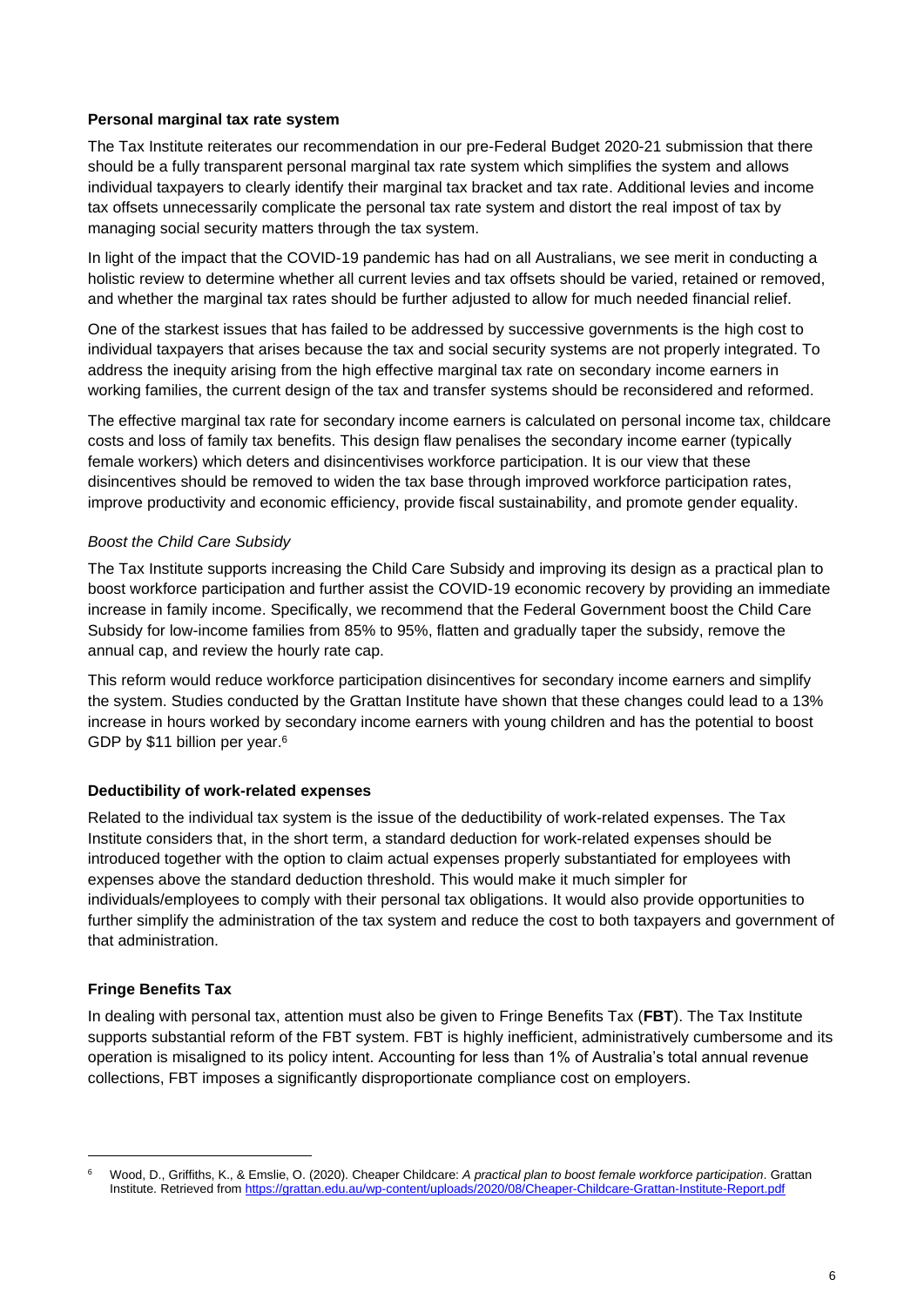### Personal marginal tax rate system

The Tax Institute reiterates our recommendation in our pre-Federal Budget 2020-21 submission that there should be a fully transparent personal marginal tax rate system which simplifies the system and allows individual taxpayers to clearly identify their marginal tax bracket and tax rate. Additional levies and income tax offsets unnecessarily complicate the personal tax rate system and distort the real impost of tax by managing social security matters through the tax system.

In light of the impact that the COVID-19 pandemic has had on all Australians, we see merit in conducting a holistic review to determine whether all current levies and tax offsets should be varied, retained or removed, and whether the marginal tax rates should be further adjusted to allow for much needed financial relief.

One of the starkest issues that has failed to be addressed by successive governments is the high cost to individual taxpayers that arises because the tax and social security systems are not properly integrated. To address the inequity arising from the high effective marginal tax rate on secondary income earners in working families, the current design of the tax and transfer systems should be reconsidered and reformed.

The effective marginal tax rate for secondary income earners is calculated on personal income tax, childcare costs and loss of family tax benefits. This design flaw penalises the secondary income earner (typically female workers) which deters and disincentivises workforce participation. It is our view that these disincentives should be removed to widen the tax base through improved workforce participation rates, improve productivity and economic efficiency, provide fiscal sustainability, and promote gender equality.

*Boost the Child Care Subsidy*

The Tax Institute supports increasing the Child Care Subsidy and improving its design as a practical plan to boost workforce participation and further assist the COVID-19 economic recovery by providing an immediate increase in family income. Specifically, we recommend that the Federal Government boost the Child Care Subsidy for low-income families from 85% to 95%, flatten and gradually taper the subsidy, remove the annual cap, and review the hourly rate cap.

This reform would reduce workforce participation disincentives for secondary income earners and simplify the system. Studies conducted by the Grattan Institute have shown that these changes could lead to a 13% increase in hours worked by secondary income earners with young children and has the potential to boost GDP by $11 billion per year.[6]

### Deductibility of work-related expenses

Related to the individual tax system is the issue of the deductibility of work-related expenses. The Tax Institute considers that, in the short term, a standard deduction for work-related expenses should be introduced together with the option to claim actual expenses properly substantiated for employees with expenses above the standard deduction threshold. This would make it much simpler for individuals/employees to comply with their personal tax obligations. It would also provide opportunities to further simplify the administration of the tax system and reduce the cost to both taxpayers and government of that administration.

### Fringe Benefits Tax

In dealing with personal tax, attention must also be given to Fringe Benefits Tax (**FBT**). The Tax Institute supports substantial reform of the FBT system. FBT is highly inefficient, administratively cumbersome and its operation is misaligned to its policy intent. Accounting for less than 1% of Australia's total annual revenue collections, FBT imposes a significantly disproportionate compliance cost on employers.

---

[6] Wood, D., Griffiths, K., & Emslie, O. (2020). Cheaper Childcare: *A practical plan to boost female workforce participation*. Grattan Institute. Retrieved from https://grattan.edu.au/wp-content/uploads/2020/08/Cheaper-Childcare-Grattan-Institute-Report.pdf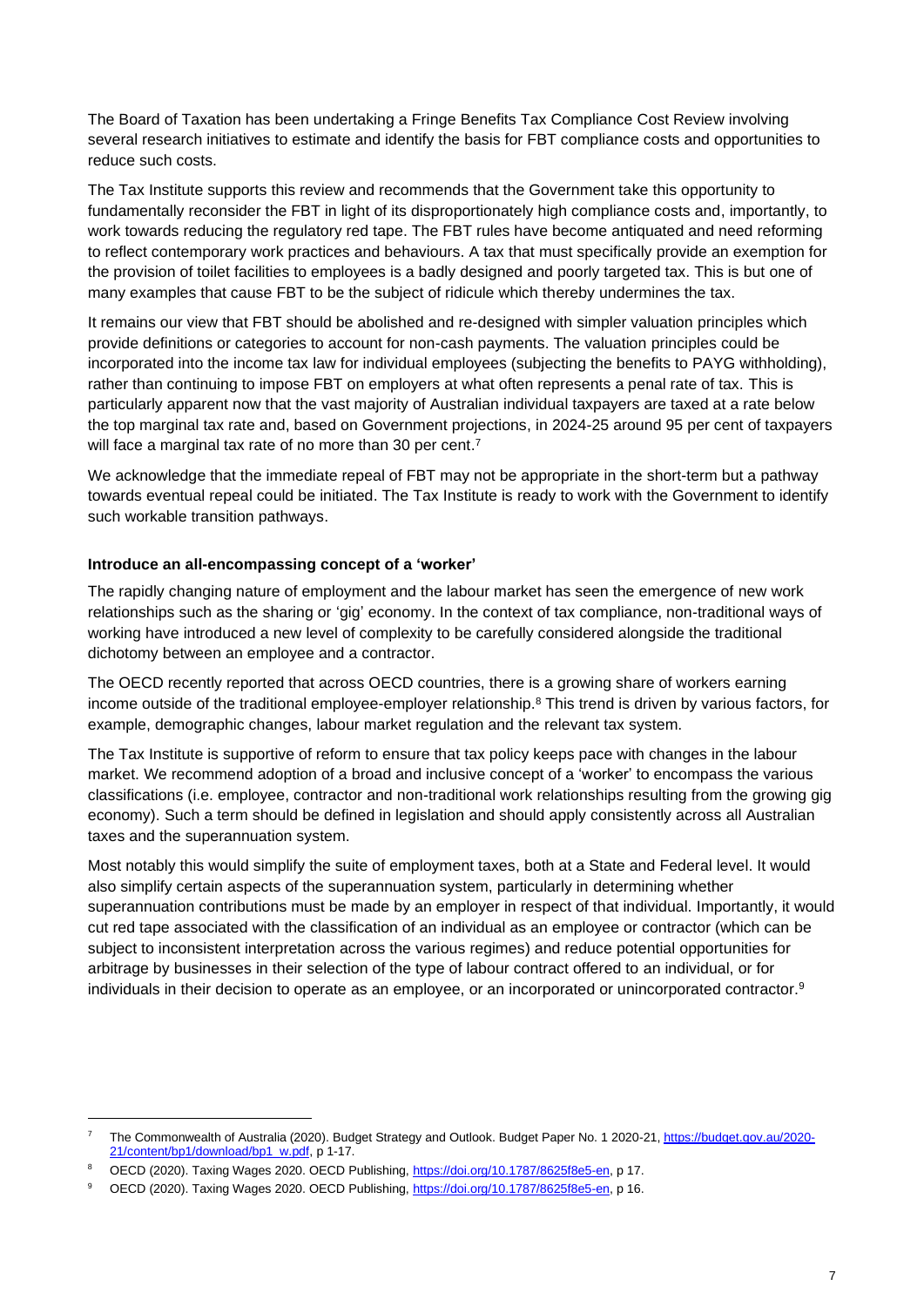The Board of Taxation has been undertaking a Fringe Benefits Tax Compliance Cost Review involving several research initiatives to estimate and identify the basis for FBT compliance costs and opportunities to reduce such costs.

The Tax Institute supports this review and recommends that the Government take this opportunity to fundamentally reconsider the FBT in light of its disproportionately high compliance costs and, importantly, to work towards reducing the regulatory red tape. The FBT rules have become antiquated and need reforming to reflect contemporary work practices and behaviours. A tax that must specifically provide an exemption for the provision of toilet facilities to employees is a badly designed and poorly targeted tax. This is but one of many examples that cause FBT to be the subject of ridicule which thereby undermines the tax.

It remains our view that FBT should be abolished and re-designed with simpler valuation principles which provide definitions or categories to account for non-cash payments. The valuation principles could be incorporated into the income tax law for individual employees (subjecting the benefits to PAYG withholding), rather than continuing to impose FBT on employers at what often represents a penal rate of tax. This is particularly apparent now that the vast majority of Australian individual taxpayers are taxed at a rate below the top marginal tax rate and, based on Government projections, in 2024-25 around 95 per cent of taxpayers will face a marginal tax rate of no more than 30 per cent.[7]

We acknowledge that the immediate repeal of FBT may not be appropriate in the short-term but a pathway towards eventual repeal could be initiated. The Tax Institute is ready to work with the Government to identify such workable transition pathways.

**Introduce an all-encompassing concept of a 'worker'**

The rapidly changing nature of employment and the labour market has seen the emergence of new work relationships such as the sharing or 'gig' economy. In the context of tax compliance, non-traditional ways of working have introduced a new level of complexity to be carefully considered alongside the traditional dichotomy between an employee and a contractor.

The OECD recently reported that across OECD countries, there is a growing share of workers earning income outside of the traditional employee-employer relationship.[8] This trend is driven by various factors, for example, demographic changes, labour market regulation and the relevant tax system.

The Tax Institute is supportive of reform to ensure that tax policy keeps pace with changes in the labour market. We recommend adoption of a broad and inclusive concept of a 'worker' to encompass the various classifications (i.e. employee, contractor and non-traditional work relationships resulting from the growing gig economy). Such a term should be defined in legislation and should apply consistently across all Australian taxes and the superannuation system.

Most notably this would simplify the suite of employment taxes, both at a State and Federal level. It would also simplify certain aspects of the superannuation system, particularly in determining whether superannuation contributions must be made by an employer in respect of that individual. Importantly, it would cut red tape associated with the classification of an individual as an employee or contractor (which can be subject to inconsistent interpretation across the various regimes) and reduce potential opportunities for arbitrage by businesses in their selection of the type of labour contract offered to an individual, or for individuals in their decision to operate as an employee, or an incorporated or unincorporated contractor.[9]

---

[7] The Commonwealth of Australia (2020). Budget Strategy and Outlook. Budget Paper No. 1 2020-21, https://budget.gov.au/2020-21/content/bp1/download/bp1_w.pdf, p 1-17.

[8] OECD (2020). Taxing Wages 2020. OECD Publishing, https://doi.org/10.1787/8625f8e5-en, p 17.

[9] OECD (2020). Taxing Wages 2020. OECD Publishing, https://doi.org/10.1787/8625f8e5-en, p 16.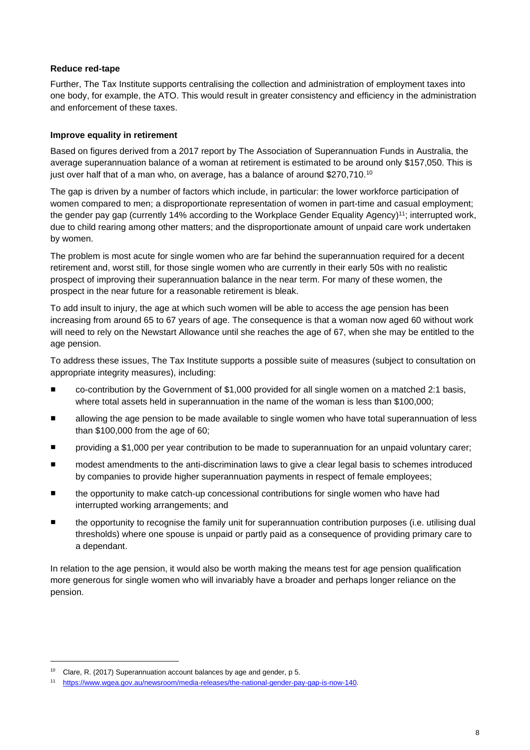**Reduce red-tape**

Further, The Tax Institute supports centralising the collection and administration of employment taxes into one body, for example, the ATO. This would result in greater consistency and efficiency in the administration and enforcement of these taxes.

**Improve equality in retirement**

Based on figures derived from a 2017 report by The Association of Superannuation Funds in Australia, the average superannuation balance of a woman at retirement is estimated to be around only $157,050. This is just over half that of a man who, on average, has a balance of around $270,710.[10]

The gap is driven by a number of factors which include, in particular: the lower workforce participation of women compared to men; a disproportionate representation of women in part-time and casual employment; the gender pay gap (currently 14% according to the Workplace Gender Equality Agency)[11]; interrupted work, due to child rearing among other matters; and the disproportionate amount of unpaid care work undertaken by women.

The problem is most acute for single women who are far behind the superannuation required for a decent retirement and, worst still, for those single women who are currently in their early 50s with no realistic prospect of improving their superannuation balance in the near term. For many of these women, the prospect in the near future for a reasonable retirement is bleak.

To add insult to injury, the age at which such women will be able to access the age pension has been increasing from around 65 to 67 years of age. The consequence is that a woman now aged 60 without work will need to rely on the Newstart Allowance until she reaches the age of 67, when she may be entitled to the age pension.

To address these issues, The Tax Institute supports a possible suite of measures (subject to consultation on appropriate integrity measures), including:

- co-contribution by the Government of $1,000 provided for all single women on a matched 2:1 basis, where total assets held in superannuation in the name of the woman is less than $100,000;
- allowing the age pension to be made available to single women who have total superannuation of less than $100,000 from the age of 60;
- providing a $1,000 per year contribution to be made to superannuation for an unpaid voluntary carer;
- modest amendments to the anti-discrimination laws to give a clear legal basis to schemes introduced by companies to provide higher superannuation payments in respect of female employees;
- the opportunity to make catch-up concessional contributions for single women who have had interrupted working arrangements; and
- the opportunity to recognise the family unit for superannuation contribution purposes (i.e. utilising dual thresholds) where one spouse is unpaid or partly paid as a consequence of providing primary care to a dependant.

In relation to the age pension, it would also be worth making the means test for age pension qualification more generous for single women who will invariably have a broader and perhaps longer reliance on the pension.

---

[10] Clare, R. (2017) Superannuation account balances by age and gender, p 5.

[11] https://www.wgea.gov.au/newsroom/media-releases/the-national-gender-pay-gap-is-now-140.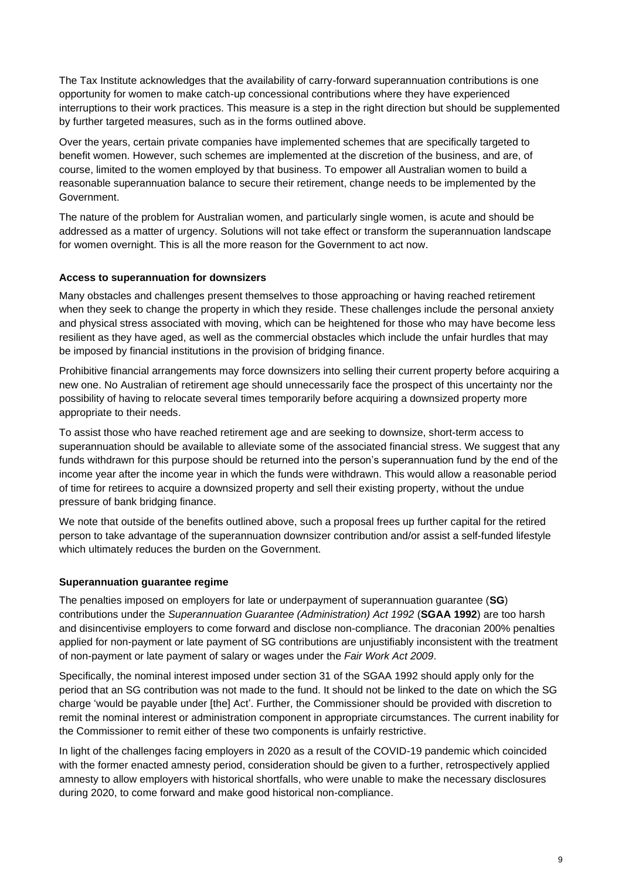The Tax Institute acknowledges that the availability of carry-forward superannuation contributions is one opportunity for women to make catch-up concessional contributions where they have experienced interruptions to their work practices. This measure is a step in the right direction but should be supplemented by further targeted measures, such as in the forms outlined above.

Over the years, certain private companies have implemented schemes that are specifically targeted to benefit women. However, such schemes are implemented at the discretion of the business, and are, of course, limited to the women employed by that business. To empower all Australian women to build a reasonable superannuation balance to secure their retirement, change needs to be implemented by the Government.

The nature of the problem for Australian women, and particularly single women, is acute and should be addressed as a matter of urgency. Solutions will not take effect or transform the superannuation landscape for women overnight. This is all the more reason for the Government to act now.

### Access to superannuation for downsizers

Many obstacles and challenges present themselves to those approaching or having reached retirement when they seek to change the property in which they reside. These challenges include the personal anxiety and physical stress associated with moving, which can be heightened for those who may have become less resilient as they have aged, as well as the commercial obstacles which include the unfair hurdles that may be imposed by financial institutions in the provision of bridging finance.

Prohibitive financial arrangements may force downsizers into selling their current property before acquiring a new one. No Australian of retirement age should unnecessarily face the prospect of this uncertainty nor the possibility of having to relocate several times temporarily before acquiring a downsized property more appropriate to their needs.

To assist those who have reached retirement age and are seeking to downsize, short-term access to superannuation should be available to alleviate some of the associated financial stress. We suggest that any funds withdrawn for this purpose should be returned into the person's superannuation fund by the end of the income year after the income year in which the funds were withdrawn. This would allow a reasonable period of time for retirees to acquire a downsized property and sell their existing property, without the undue pressure of bank bridging finance.

We note that outside of the benefits outlined above, such a proposal frees up further capital for the retired person to take advantage of the superannuation downsizer contribution and/or assist a self-funded lifestyle which ultimately reduces the burden on the Government.

### Superannuation guarantee regime

The penalties imposed on employers for late or underpayment of superannuation guarantee (**SG**) contributions under the *Superannuation Guarantee (Administration) Act 1992* (**SGAA 1992**) are too harsh and disincentivise employers to come forward and disclose non-compliance. The draconian 200% penalties applied for non-payment or late payment of SG contributions are unjustifiably inconsistent with the treatment of non-payment or late payment of salary or wages under the *Fair Work Act 2009*.

Specifically, the nominal interest imposed under section 31 of the SGAA 1992 should apply only for the period that an SG contribution was not made to the fund. It should not be linked to the date on which the SG charge 'would be payable under [the] Act'. Further, the Commissioner should be provided with discretion to remit the nominal interest or administration component in appropriate circumstances. The current inability for the Commissioner to remit either of these two components is unfairly restrictive.

In light of the challenges facing employers in 2020 as a result of the COVID-19 pandemic which coincided with the former enacted amnesty period, consideration should be given to a further, retrospectively applied amnesty to allow employers with historical shortfalls, who were unable to make the necessary disclosures during 2020, to come forward and make good historical non-compliance.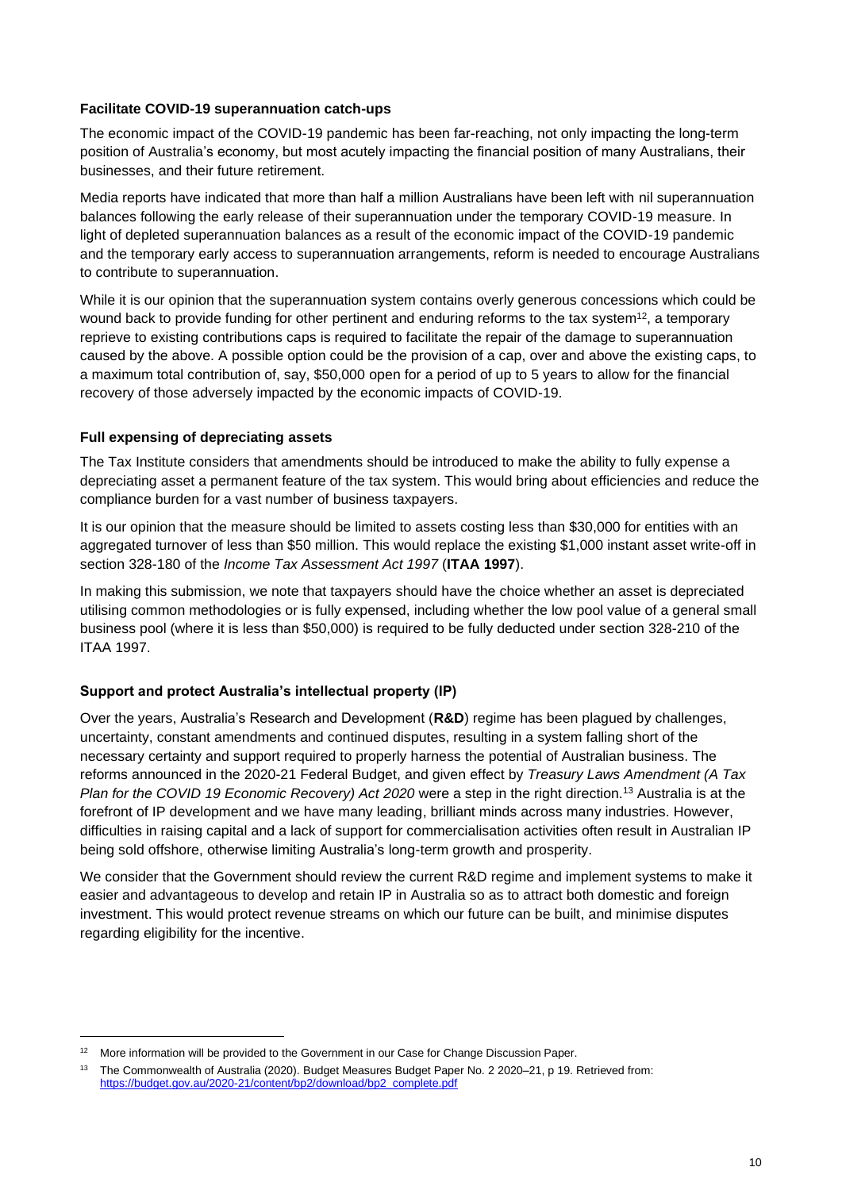### Facilitate COVID-19 superannuation catch-ups

The economic impact of the COVID-19 pandemic has been far-reaching, not only impacting the long-term position of Australia's economy, but most acutely impacting the financial position of many Australians, their businesses, and their future retirement.

Media reports have indicated that more than half a million Australians have been left with nil superannuation balances following the early release of their superannuation under the temporary COVID-19 measure. In light of depleted superannuation balances as a result of the economic impact of the COVID-19 pandemic and the temporary early access to superannuation arrangements, reform is needed to encourage Australians to contribute to superannuation.

While it is our opinion that the superannuation system contains overly generous concessions which could be wound back to provide funding for other pertinent and enduring reforms to the tax system[12], a temporary reprieve to existing contributions caps is required to facilitate the repair of the damage to superannuation caused by the above. A possible option could be the provision of a cap, over and above the existing caps, to a maximum total contribution of, say, $50,000 open for a period of up to 5 years to allow for the financial recovery of those adversely impacted by the economic impacts of COVID-19.

### Full expensing of depreciating assets

The Tax Institute considers that amendments should be introduced to make the ability to fully expense a depreciating asset a permanent feature of the tax system. This would bring about efficiencies and reduce the compliance burden for a vast number of business taxpayers.

It is our opinion that the measure should be limited to assets costing less than $30,000 for entities with an aggregated turnover of less than $50 million. This would replace the existing $1,000 instant asset write-off in section 328-180 of the *Income Tax Assessment Act 1997* (**ITAA 1997**).

In making this submission, we note that taxpayers should have the choice whether an asset is depreciated utilising common methodologies or is fully expensed, including whether the low pool value of a general small business pool (where it is less than $50,000) is required to be fully deducted under section 328-210 of the ITAA 1997.

### Support and protect Australia's intellectual property (IP)

Over the years, Australia's Research and Development (**R&D**) regime has been plagued by challenges, uncertainty, constant amendments and continued disputes, resulting in a system falling short of the necessary certainty and support required to properly harness the potential of Australian business. The reforms announced in the 2020-21 Federal Budget, and given effect by *Treasury Laws Amendment (A Tax Plan for the COVID 19 Economic Recovery) Act 2020* were a step in the right direction.[13] Australia is at the forefront of IP development and we have many leading, brilliant minds across many industries. However, difficulties in raising capital and a lack of support for commercialisation activities often result in Australian IP being sold offshore, otherwise limiting Australia's long-term growth and prosperity.

We consider that the Government should review the current R&D regime and implement systems to make it easier and advantageous to develop and retain IP in Australia so as to attract both domestic and foreign investment. This would protect revenue streams on which our future can be built, and minimise disputes regarding eligibility for the incentive.

---

[12] More information will be provided to the Government in our Case for Change Discussion Paper.

[13] The Commonwealth of Australia (2020). Budget Measures Budget Paper No. 2 2020–21, p 19. Retrieved from: https://budget.gov.au/2020-21/content/bp2/download/bp2_complete.pdf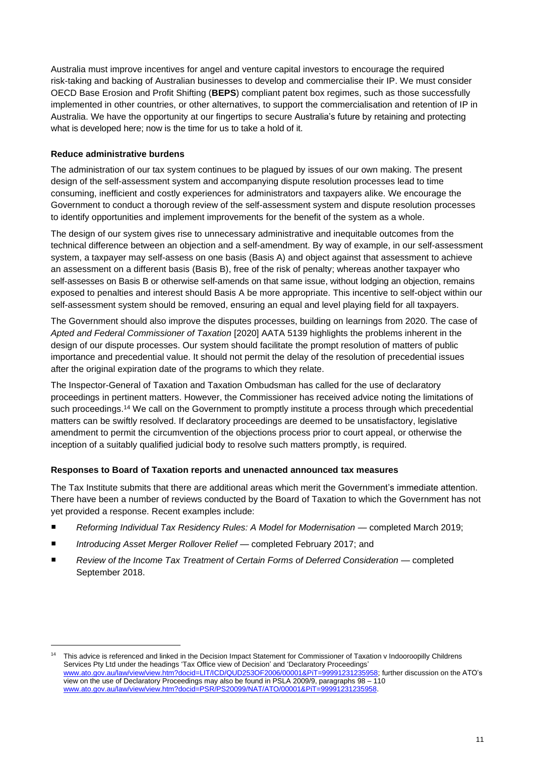Australia must improve incentives for angel and venture capital investors to encourage the required risk-taking and backing of Australian businesses to develop and commercialise their IP. We must consider OECD Base Erosion and Profit Shifting (**BEPS**) compliant patent box regimes, such as those successfully implemented in other countries, or other alternatives, to support the commercialisation and retention of IP in Australia. We have the opportunity at our fingertips to secure Australia's future by retaining and protecting what is developed here; now is the time for us to take a hold of it.

### Reduce administrative burdens

The administration of our tax system continues to be plagued by issues of our own making. The present design of the self-assessment system and accompanying dispute resolution processes lead to time consuming, inefficient and costly experiences for administrators and taxpayers alike. We encourage the Government to conduct a thorough review of the self-assessment system and dispute resolution processes to identify opportunities and implement improvements for the benefit of the system as a whole.

The design of our system gives rise to unnecessary administrative and inequitable outcomes from the technical difference between an objection and a self-amendment. By way of example, in our self-assessment system, a taxpayer may self-assess on one basis (Basis A) and object against that assessment to achieve an assessment on a different basis (Basis B), free of the risk of penalty; whereas another taxpayer who self-assesses on Basis B or otherwise self-amends on that same issue, without lodging an objection, remains exposed to penalties and interest should Basis A be more appropriate. This incentive to self-object within our self-assessment system should be removed, ensuring an equal and level playing field for all taxpayers.

The Government should also improve the disputes processes, building on learnings from 2020. The case of *Apted and Federal Commissioner of Taxation* [2020] AATA 5139 highlights the problems inherent in the design of our dispute processes. Our system should facilitate the prompt resolution of matters of public importance and precedential value. It should not permit the delay of the resolution of precedential issues after the original expiration date of the programs to which they relate.

The Inspector-General of Taxation and Taxation Ombudsman has called for the use of declaratory proceedings in pertinent matters. However, the Commissioner has received advice noting the limitations of such proceedings.[14] We call on the Government to promptly institute a process through which precedential matters can be swiftly resolved. If declaratory proceedings are deemed to be unsatisfactory, legislative amendment to permit the circumvention of the objections process prior to court appeal, or otherwise the inception of a suitably qualified judicial body to resolve such matters promptly, is required.

### Responses to Board of Taxation reports and unenacted announced tax measures

The Tax Institute submits that there are additional areas which merit the Government's immediate attention. There have been a number of reviews conducted by the Board of Taxation to which the Government has not yet provided a response. Recent examples include:

- *Reforming Individual Tax Residency Rules: A Model for Modernisation* — completed March 2019;
- *Introducing Asset Merger Rollover Relief* — completed February 2017; and
- *Review of the Income Tax Treatment of Certain Forms of Deferred Consideration* — completed September 2018.

---

[14] This advice is referenced and linked in the Decision Impact Statement for Commissioner of Taxation v Indooroopilly Childrens Services Pty Ltd under the headings 'Tax Office view of Decision' and 'Declaratory Proceedings' www.ato.gov.au/law/view/view.htm?docid=LIT/ICD/QUD253OF2006/00001&PiT=99991231235958; further discussion on the ATO's view on the use of Declaratory Proceedings may also be found in PSLA 2009/9, paragraphs 98 – 110 www.ato.gov.au/law/view/view.htm?docid=PSR/PS20099/NAT/ATO/00001&PiT=99991231235958.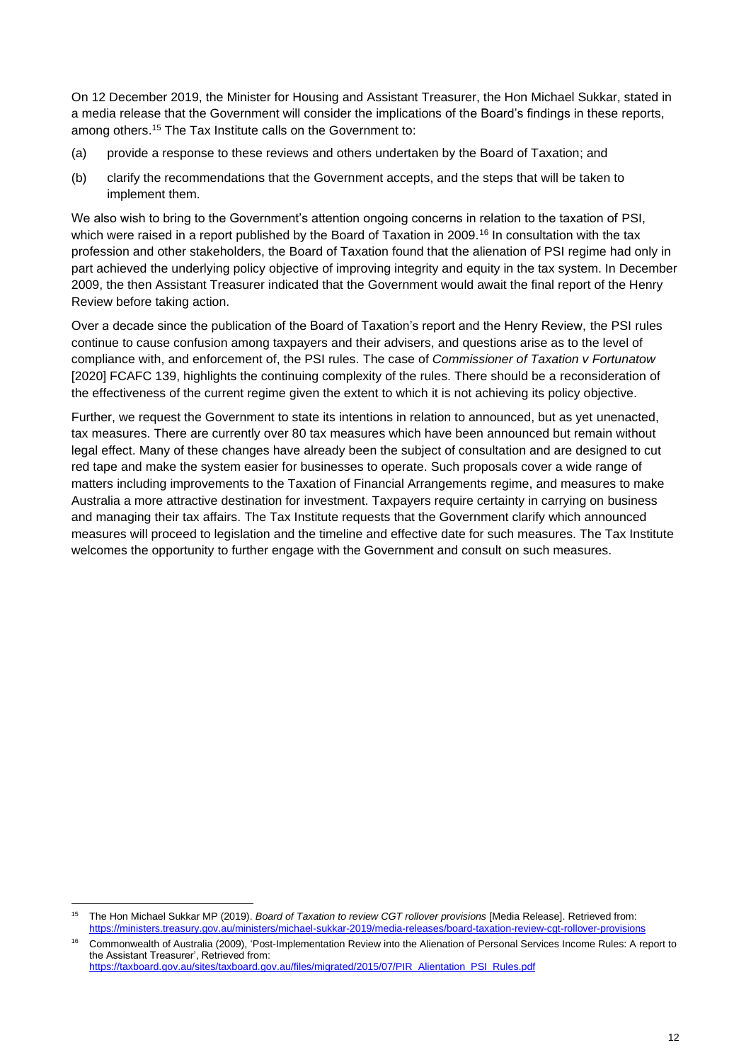On 12 December 2019, the Minister for Housing and Assistant Treasurer, the Hon Michael Sukkar, stated in a media release that the Government will consider the implications of the Board's findings in these reports, among others.[15] The Tax Institute calls on the Government to:

(a) provide a response to these reviews and others undertaken by the Board of Taxation; and

(b) clarify the recommendations that the Government accepts, and the steps that will be taken to implement them.

We also wish to bring to the Government's attention ongoing concerns in relation to the taxation of PSI, which were raised in a report published by the Board of Taxation in 2009.[16] In consultation with the tax profession and other stakeholders, the Board of Taxation found that the alienation of PSI regime had only in part achieved the underlying policy objective of improving integrity and equity in the tax system. In December 2009, the then Assistant Treasurer indicated that the Government would await the final report of the Henry Review before taking action.

Over a decade since the publication of the Board of Taxation's report and the Henry Review, the PSI rules continue to cause confusion among taxpayers and their advisers, and questions arise as to the level of compliance with, and enforcement of, the PSI rules. The case of *Commissioner of Taxation v Fortunatow* [2020] FCAFC 139, highlights the continuing complexity of the rules. There should be a reconsideration of the effectiveness of the current regime given the extent to which it is not achieving its policy objective.

Further, we request the Government to state its intentions in relation to announced, but as yet unenacted, tax measures. There are currently over 80 tax measures which have been announced but remain without legal effect. Many of these changes have already been the subject of consultation and are designed to cut red tape and make the system easier for businesses to operate. Such proposals cover a wide range of matters including improvements to the Taxation of Financial Arrangements regime, and measures to make Australia a more attractive destination for investment. Taxpayers require certainty in carrying on business and managing their tax affairs. The Tax Institute requests that the Government clarify which announced measures will proceed to legislation and the timeline and effective date for such measures. The Tax Institute welcomes the opportunity to further engage with the Government and consult on such measures.

---

[15] The Hon Michael Sukkar MP (2019). *Board of Taxation to review CGT rollover provisions* [Media Release]. Retrieved from: https://ministers.treasury.gov.au/ministers/michael-sukkar-2019/media-releases/board-taxation-review-cgt-rollover-provisions

[16] Commonwealth of Australia (2009), 'Post-Implementation Review into the Alienation of Personal Services Income Rules: A report to the Assistant Treasurer', Retrieved from: https://taxboard.gov.au/sites/taxboard.gov.au/files/migrated/2015/07/PIR_Alientation_PSI_Rules.pdf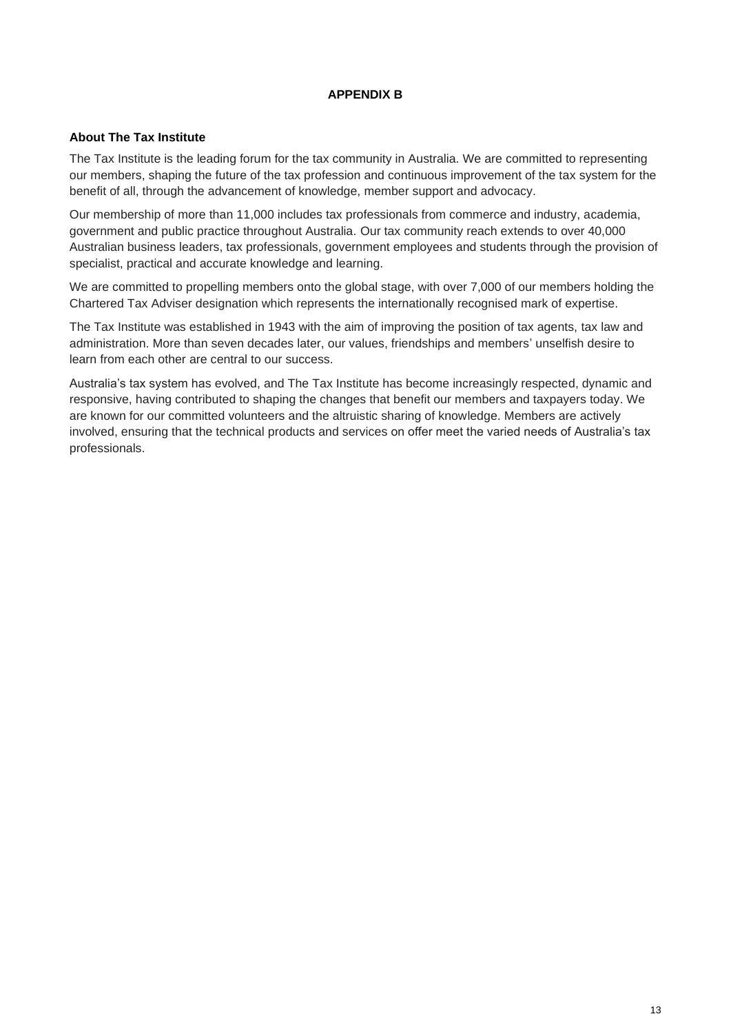# APPENDIX B

## About The Tax Institute

The Tax Institute is the leading forum for the tax community in Australia. We are committed to representing our members, shaping the future of the tax profession and continuous improvement of the tax system for the benefit of all, through the advancement of knowledge, member support and advocacy.

Our membership of more than 11,000 includes tax professionals from commerce and industry, academia, government and public practice throughout Australia. Our tax community reach extends to over 40,000 Australian business leaders, tax professionals, government employees and students through the provision of specialist, practical and accurate knowledge and learning.

We are committed to propelling members onto the global stage, with over 7,000 of our members holding the Chartered Tax Adviser designation which represents the internationally recognised mark of expertise.

The Tax Institute was established in 1943 with the aim of improving the position of tax agents, tax law and administration. More than seven decades later, our values, friendships and members' unselfish desire to learn from each other are central to our success.

Australia's tax system has evolved, and The Tax Institute has become increasingly respected, dynamic and responsive, having contributed to shaping the changes that benefit our members and taxpayers today. We are known for our committed volunteers and the altruistic sharing of knowledge. Members are actively involved, ensuring that the technical products and services on offer meet the varied needs of Australia's tax professionals.